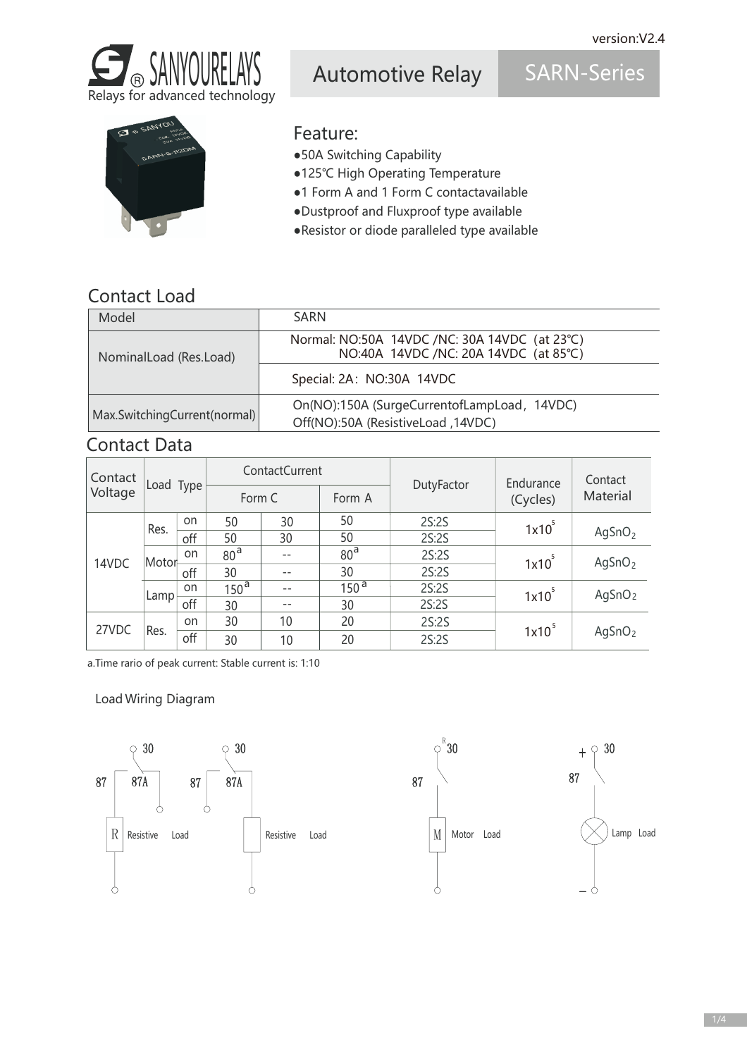version:V2.4

SANYOURELAYS
Relays for advanced technology

# Automotive Relay SARN-Series

## Feature:

- 50A Switching Capability
- 125℃ High Operating Temperature
- 1 Form A and 1 Form C contactavailable
- Dustproof and Fluxproof type available
- Resistor or diode paralleled type available

## Contact Load

| Model | SARN |
|---|---|
| NominalLoad (Res.Load) | Normal: NO:50A 14VDC /NC: 30A 14VDC (at 23℃)<br>NO:40A 14VDC /NC: 20A 14VDC (at 85℃) |
| | Special: 2A：NO:30A 14VDC |
| Max.SwitchingCurrent(normal) | On(NO):150A (SurgeCurrentofLampLoad，14VDC)<br>Off(NO):50A (ResistiveLoad ,14VDC) |

## Contact Data

| Contact Voltage | Load Type | | ContactCurrent | | | DutyFactor | Endurance (Cycles) | Contact Material |
|---|---|---|---|---|---|---|---|---|
| | | | Form C | | Form A | | | |
| 14VDC | Res. | on | 50 | 30 | 50 | 2S:2S | $1x10^5$ | $AgSnO_2$ |
| | | off | 50 | 30 | 50 | 2S:2S | | |
| | Motor | on | 80[a] | -- | 80[a] | 2S:2S | $1x10^5$ | $AgSnO_2$ |
| | | off | 30 | -- | 30 | 2S:2S | | |
| | Lamp | on | 150[a] | -- | 150[a] | 2S:2S | $1x10^5$ | $AgSnO_2$ |
| | | off | 30 | -- | 30 | 2S:2S | | |
| 27VDC | Res. | on | 30 | 10 | 20 | 2S:2S | $1x10^5$ | $AgSnO_2$ |
| | | off | 30 | 10 | 20 | 2S:2S | | |

a.Time rario of peak current: Stable current is: 1:10

### Load Wiring Diagram

30, 87, 87A, R, Resistive Load; 30, 87, 87A, Resistive Load; 30, 87, M, Motor Load; + 30, 87, Lamp Load, –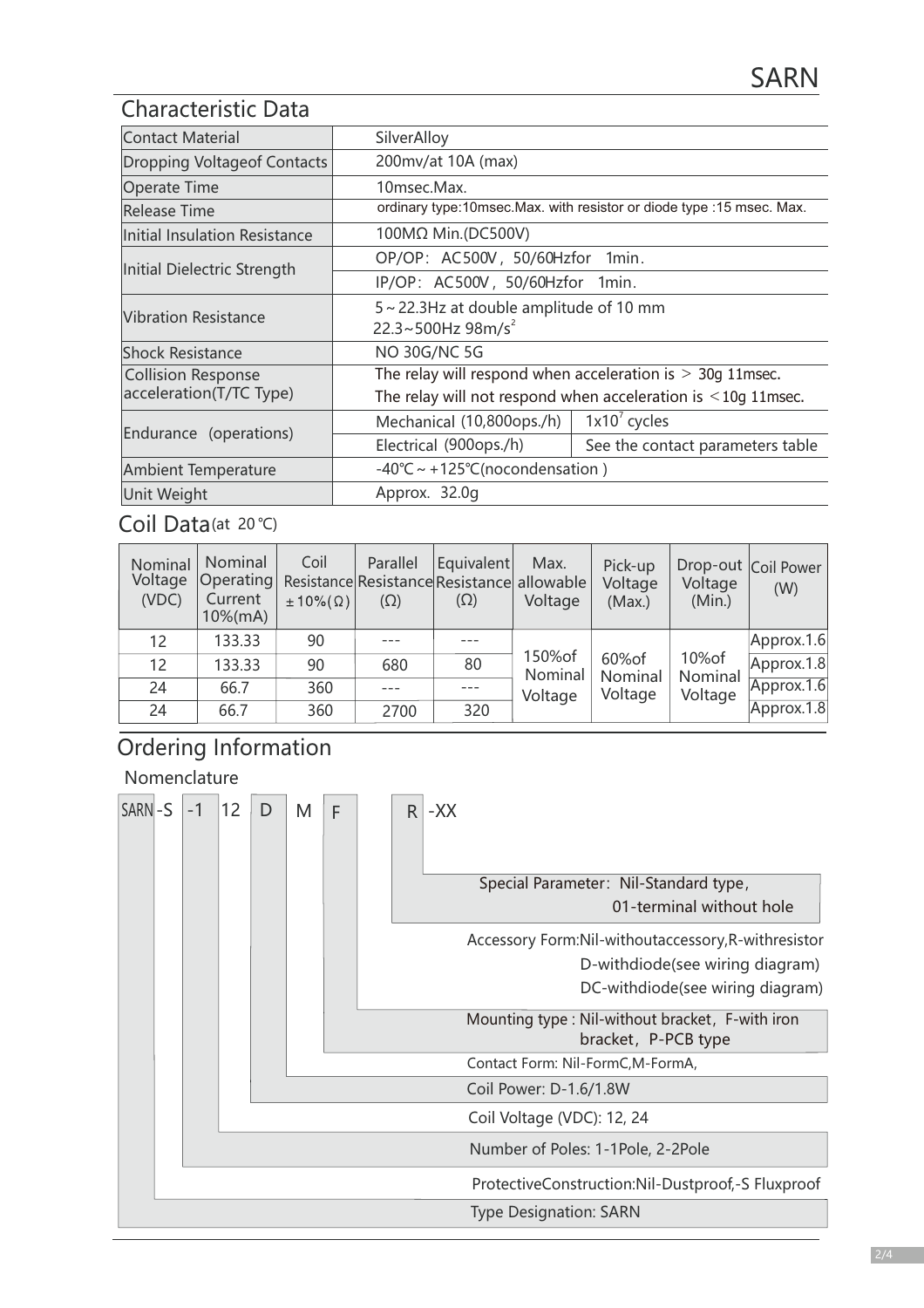# SARN

## Characteristic Data

| Characteristic | Data | |
|---|---|---|
| Contact Material | SilverAlloy | |
| Dropping Voltageof Contacts | 200mv/at 10A (max) | |
| Operate Time | 10msec.Max. | |
| Release Time | ordinary type:10msec.Max. with resistor or diode type :15 msec. Max. | |
| Initial Insulation Resistance | 100MΩ Min.(DC500V) | |
| Initial Dielectric Strength | OP/OP: AC500V, 50/60Hzfor 1min. | |
| | IP/OP: AC500V, 50/60Hzfor 1min. | |
| Vibration Resistance | 5～22.3Hz at double amplitude of 10 mm<br>22.3~500Hz 98m/s$^2$ | |
| Shock Resistance | NO 30G/NC 5G | |
| Collision Response acceleration(T/TC Type) | The relay will respond when acceleration is ＞ 30g 11msec.<br>The relay will not respond when acceleration is ＜10g 11msec. | |
| Endurance (operations) | Mechanical (10,800ops./h) | 1x10$^7$ cycles |
| | Electrical (900ops./h) | See the contact parameters table |
| Ambient Temperature | -40℃～+125℃(nocondensation ) | |
| Unit Weight | Approx. 32.0g | |

## Coil Data (at 20℃)

| Nominal Voltage (VDC) | Nominal Operating Current 10%(mA) | Coil Resistance ±10%(Ω) | Parallel Resistance (Ω) | Equivalent Resistance (Ω) | Max. allowable Voltage | Pick-up Voltage (Max.) | Drop-out Voltage (Min.) | Coil Power (W) |
|---|---|---|---|---|---|---|---|---|
| 12 | 133.33 | 90 | --- | --- | 150%of Nominal Voltage | 60%of Nominal Voltage | 10%of Nominal Voltage | Approx.1.6 |
| 12 | 133.33 | 90 | 680 | 80 | | | | Approx.1.8 |
| 24 | 66.7 | 360 | --- | --- | | | | Approx.1.6 |
| 24 | 66.7 | 360 | 2700 | 320 | | | | Approx.1.8 |

## Ordering Information

### Nomenclature

SARN -S -1 12 D M F R -XX

- Special Parameter: Nil-Standard type, 01-terminal without hole
- Accessory Form: Nil-withoutaccessory, R-withresistor, D-withdiode(see wiring diagram), DC-withdiode(see wiring diagram)
- Mounting type : Nil-without bracket, F-with iron bracket, P-PCB type
- Contact Form: Nil-FormC, M-FormA,
- Coil Power: D-1.6/1.8W
- Coil Voltage (VDC): 12, 24
- Number of Poles: 1-1Pole, 2-2Pole
- ProtectiveConstruction: Nil-Dustproof, -S Fluxproof
- Type Designation: SARN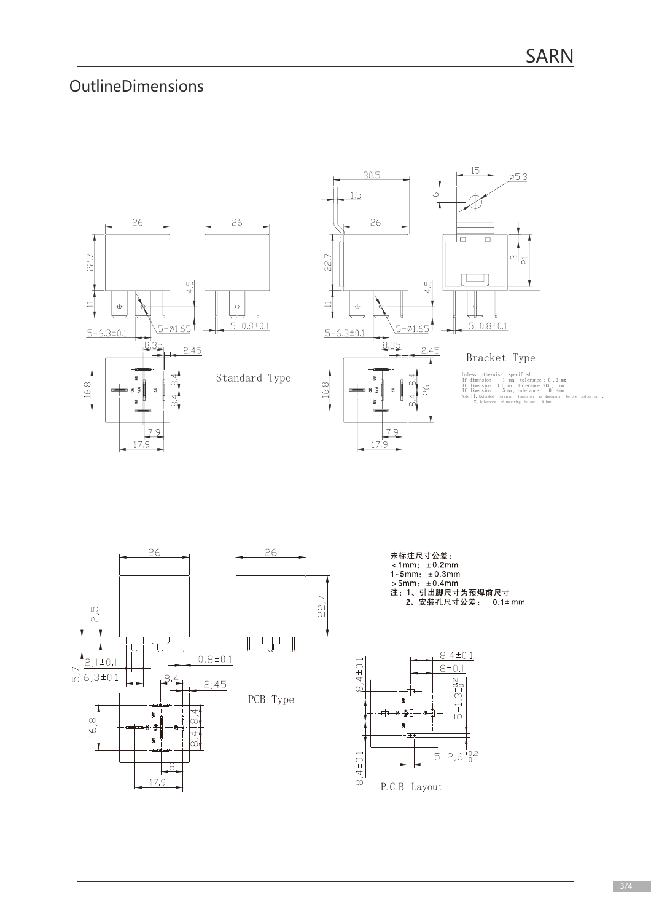# OutlineDimensions

Standard Type

Bracket Type

Unless otherwise specified:
If dimension 1 mm, tolerance : 0 .2 mm
If dimension 1-5 mm , tolerance :03 ; mm
If dimension 5 mm , tolerance : 0 .4mm ;
Note :1, Extended terminal dimension is dimension before soldering .
2, Tolerance of mounting holes: 0.1mm

PCB Type

未标注尺寸公差：
＜1mm：±0.2mm
1~5mm：±0.3mm
＞5mm：±0.4mm
注：1、引出脚尺寸为预焊前尺寸
2、安装孔尺寸公差： 0.1±mm

P.C.B. Layout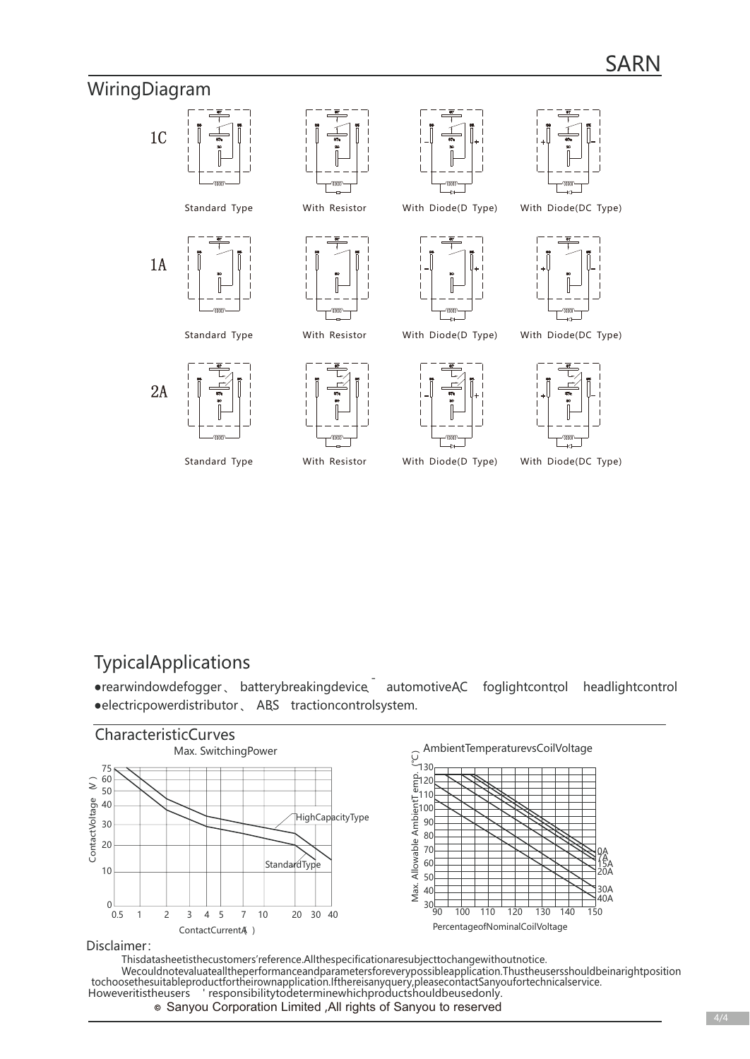## WiringDiagram

1C

Standard Type

With Resistor

With Diode(D Type)

With Diode(DC Type)

1A

Standard Type

With Resistor

With Diode(D Type)

With Diode(DC Type)

2A

Standard Type

With Resistor

With Diode(D Type)

With Diode(DC Type)

## TypicalApplications

●rearwindowdefogger、 batterybreakingdevice、 automotiveAC foglightcontrol headlightcontrol

●electricpowerdistributor、 ABS tractioncontrolsystem.

## CharacteristicCurves

Max. SwitchingPower

ContactVoltage (V)

75
60
50
40
30
20
10
0

0.5 1 2 3 4 5 7 10 20 30 40

ContactCurrent(A)

HighCapacityType

StandardType

AmbientTemperaturevsCoilVoltage

Max. Allowable AmbientTemp. (℃)

130
120
110
100
90
80
70
60
50
40
30

90 100 110 120 130 140 150

PercentageofNominalCoilVoltage

0A
7A
15A
20A
30A
40A

Disclaimer:

Thisdatasheetisthecustomers'reference.Allthespecificationaresubjecttochangewithoutnotice.

Wecouldnotevaluateallthe performanceandparametersforeverypossibleapplication.Thustheusersshouldbeinarightposition tochoosethesuitableproductfortheirownapplication.Ifthereisanyquery,pleasecontactSanyoufortechnicalservice. Howeveritistheusers' responsibilitytodeterminewhichproductshouldbeusedonly.

© Sanyou Corporation Limited ,All rights of Sanyou to reserved